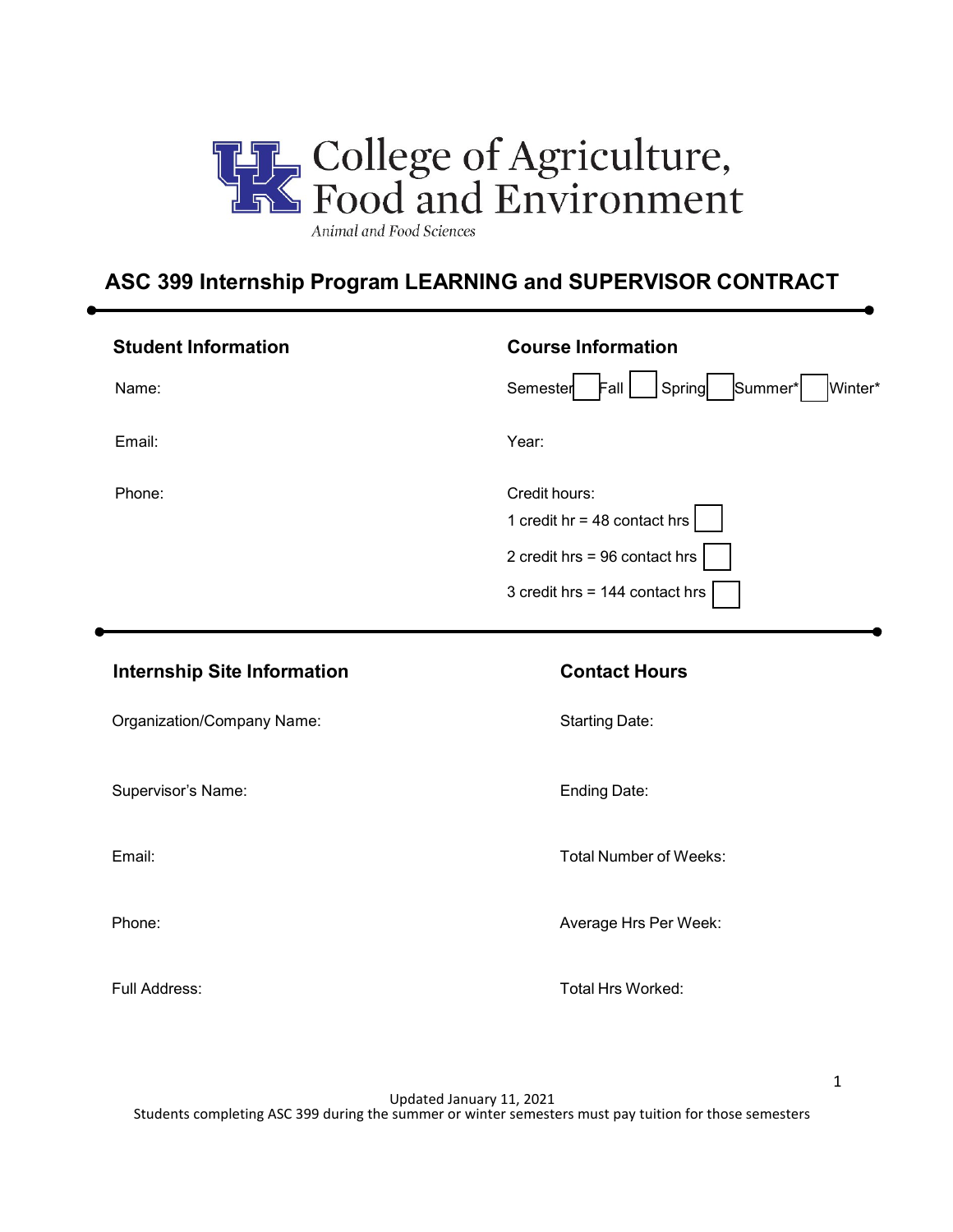College of Agriculture, Food and Environment

*Animal and Food Sciences*

# ASC 399 Internship Program LEARNING and SUPERVISOR CONTRACT

## Student Information

Name:

Email:

Phone:

## Course Information

Semester ☐ Fall ☐ Spring ☐ Summer* ☐ Winter*

Year:

Credit hours:

1 credit hr = 48 contact hrs ☐

2 credit hrs = 96 contact hrs ☐

3 credit hrs = 144 contact hrs ☐

## Internship Site Information

Organization/Company Name:

Supervisor's Name:

Email:

Phone:

Full Address:

## Contact Hours

Starting Date:

Ending Date:

Total Number of Weeks:

Average Hrs Per Week:

Total Hrs Worked:

Updated January 11, 2021

Students completing ASC 399 during the summer or winter semesters must pay tuition for those semesters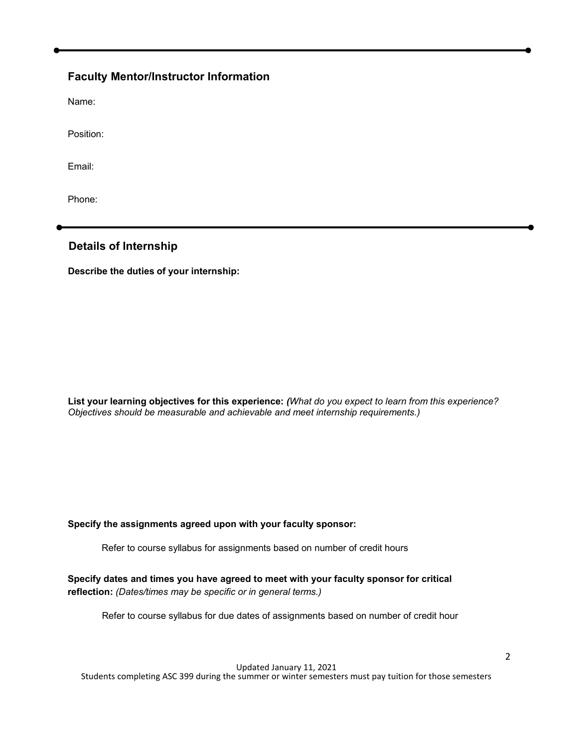## Faculty Mentor/Instructor Information

Name:

Position:

Email:

Phone:

## Details of Internship

**Describe the duties of your internship:**

**List your learning objectives for this experience:** *(What do you expect to learn from this experience? Objectives should be measurable and achievable and meet internship requirements.)*

**Specify the assignments agreed upon with your faculty sponsor:**

Refer to course syllabus for assignments based on number of credit hours

**Specify dates and times you have agreed to meet with your faculty sponsor for critical reflection:** *(Dates/times may be specific or in general terms.)*

Refer to course syllabus for due dates of assignments based on number of credit hour

Updated January 11, 2021

Students completing ASC 399 during the summer or winter semesters must pay tuition for those semesters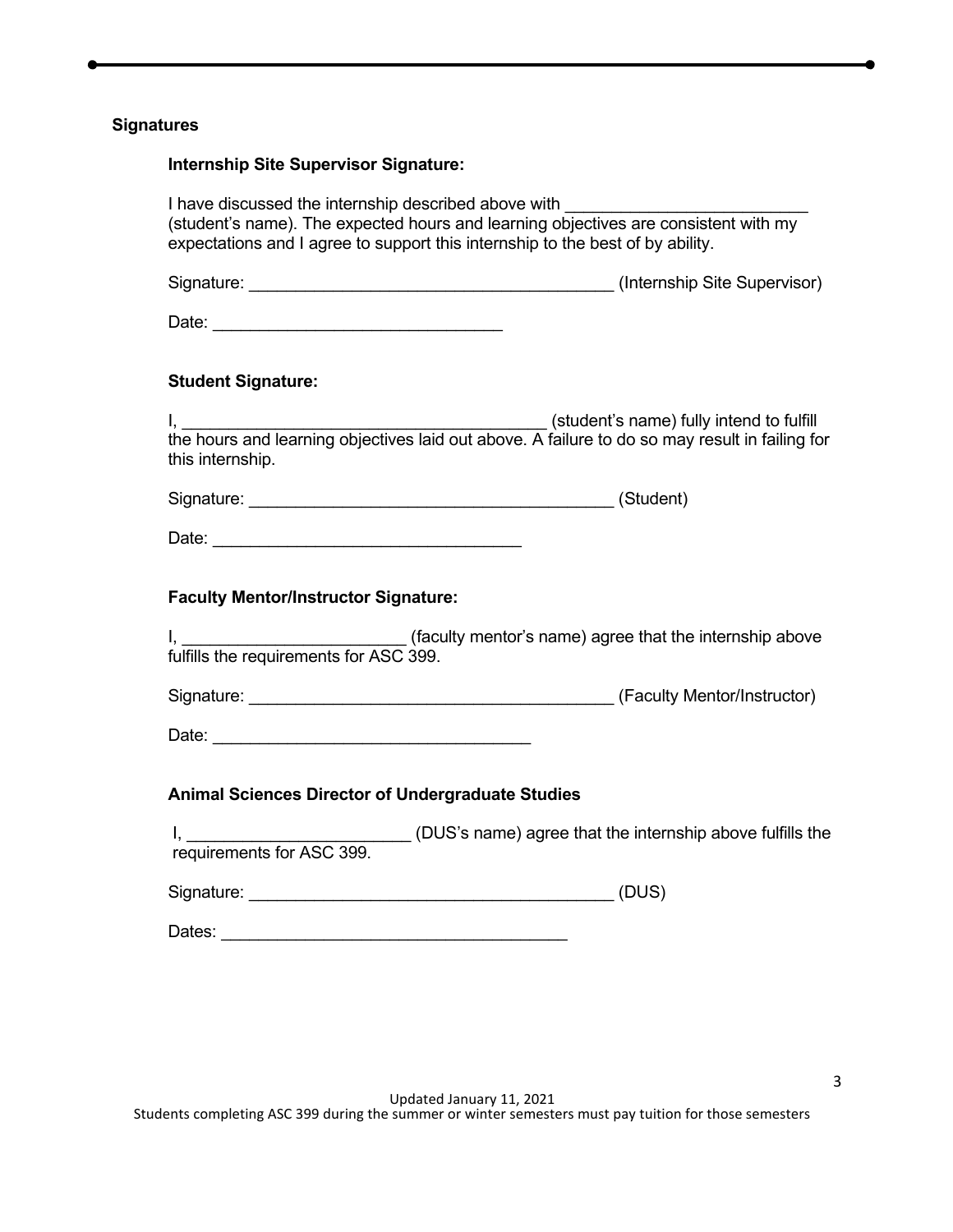## Signatures

### Internship Site Supervisor Signature:

I have discussed the internship described above with __________________________ (student's name). The expected hours and learning objectives are consistent with my expectations and I agree to support this internship to the best of by ability.

Signature: ________________________________________ (Internship Site Supervisor)

Date: ________________________________

### Student Signature:

I, ________________________________________ (student's name) fully intend to fulfill the hours and learning objectives laid out above. A failure to do so may result in failing for this internship.

Signature: ________________________________________ (Student)

Date: __________________________________

### Faculty Mentor/Instructor Signature:

I, ________________________ (faculty mentor's name) agree that the internship above fulfills the requirements for ASC 399.

Signature: ________________________________________ (Faculty Mentor/Instructor)

Date: ___________________________________

### Animal Sciences Director of Undergraduate Studies

I, ________________________ (DUS's name) agree that the internship above fulfills the requirements for ASC 399.

Signature: ________________________________________ (DUS)

Dates: _____________________________________

Updated January 11, 2021

Students completing ASC 399 during the summer or winter semesters must pay tuition for those semesters